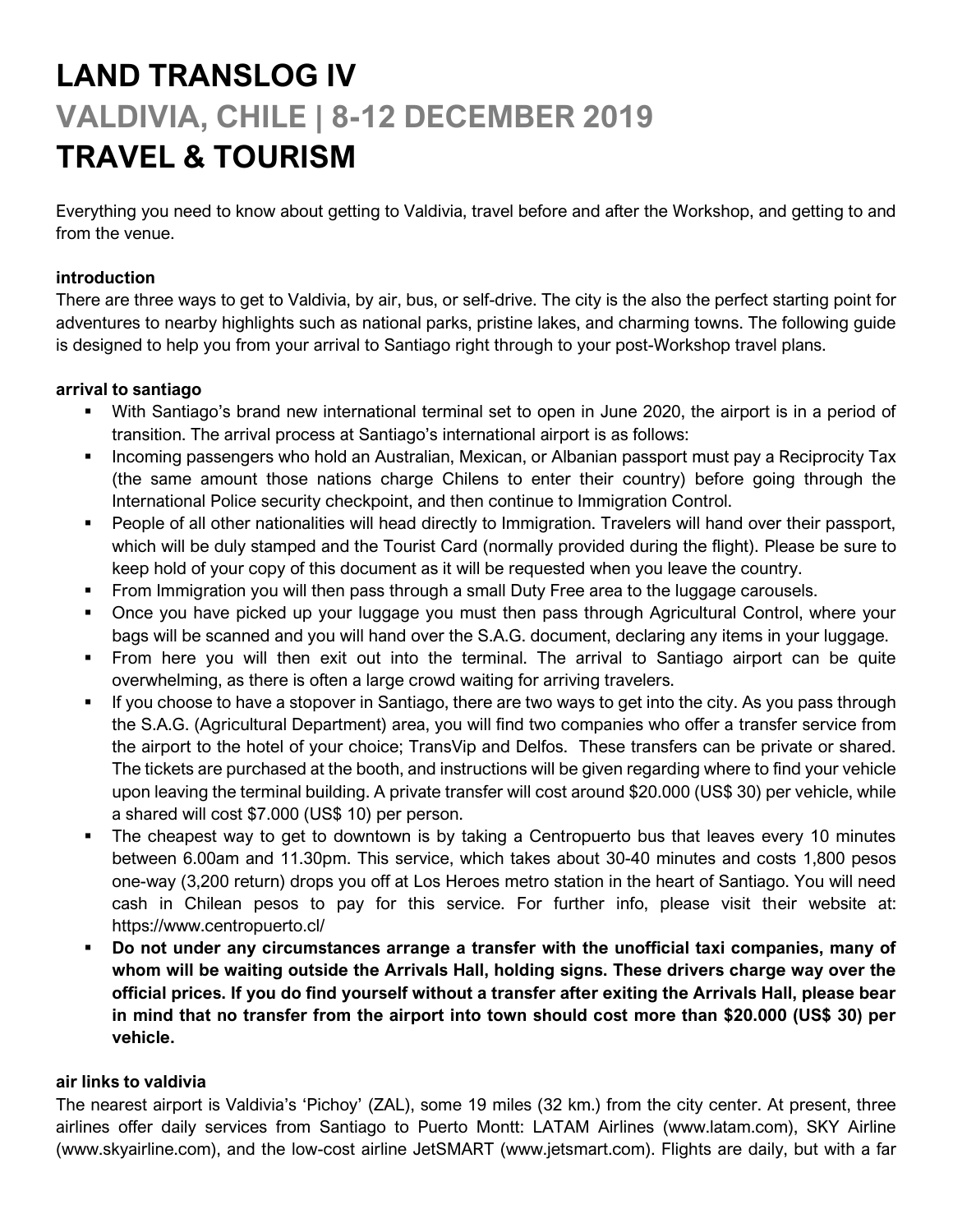# LAND TRANSLOG IV

## VALDIVIA, CHILE | 8-12 DECEMBER 2019

# TRAVEL & TOURISM

Everything you need to know about getting to Valdivia, travel before and after the Workshop, and getting to and from the venue.

**introduction**

There are three ways to get to Valdivia, by air, bus, or self-drive. The city is the also the perfect starting point for adventures to nearby highlights such as national parks, pristine lakes, and charming towns. The following guide is designed to help you from your arrival to Santiago right through to your post-Workshop travel plans.

**arrival to santiago**

- With Santiago's brand new international terminal set to open in June 2020, the airport is in a period of transition. The arrival process at Santiago's international airport is as follows:
- Incoming passengers who hold an Australian, Mexican, or Albanian passport must pay a Reciprocity Tax (the same amount those nations charge Chilens to enter their country) before going through the International Police security checkpoint, and then continue to Immigration Control.
- People of all other nationalities will head directly to Immigration. Travelers will hand over their passport, which will be duly stamped and the Tourist Card (normally provided during the flight). Please be sure to keep hold of your copy of this document as it will be requested when you leave the country.
- From Immigration you will then pass through a small Duty Free area to the luggage carousels.
- Once you have picked up your luggage you must then pass through Agricultural Control, where your bags will be scanned and you will hand over the S.A.G. document, declaring any items in your luggage.
- From here you will then exit out into the terminal. The arrival to Santiago airport can be quite overwhelming, as there is often a large crowd waiting for arriving travelers.
- If you choose to have a stopover in Santiago, there are two ways to get into the city. As you pass through the S.A.G. (Agricultural Department) area, you will find two companies who offer a transfer service from the airport to the hotel of your choice; TransVip and Delfos. These transfers can be private or shared. The tickets are purchased at the booth, and instructions will be given regarding where to find your vehicle upon leaving the terminal building. A private transfer will cost around $20.000 (US$ 30) per vehicle, while a shared will cost $7.000 (US$ 10) per person.
- The cheapest way to get to downtown is by taking a Centropuerto bus that leaves every 10 minutes between 6.00am and 11.30pm. This service, which takes about 30-40 minutes and costs 1,800 pesos one-way (3,200 return) drops you off at Los Heroes metro station in the heart of Santiago. You will need cash in Chilean pesos to pay for this service. For further info, please visit their website at: https://www.centropuerto.cl/
- **Do not under any circumstances arrange a transfer with the unofficial taxi companies, many of whom will be waiting outside the Arrivals Hall, holding signs. These drivers charge way over the official prices. If you do find yourself without a transfer after exiting the Arrivals Hall, please bear in mind that no transfer from the airport into town should cost more than $20.000 (US$ 30) per vehicle.**

**air links to valdivia**

The nearest airport is Valdivia's 'Pichoy' (ZAL), some 19 miles (32 km.) from the city center. At present, three airlines offer daily services from Santiago to Puerto Montt: LATAM Airlines (www.latam.com), SKY Airline (www.skyairline.com), and the low-cost airline JetSMART (www.jetsmart.com). Flights are daily, but with a far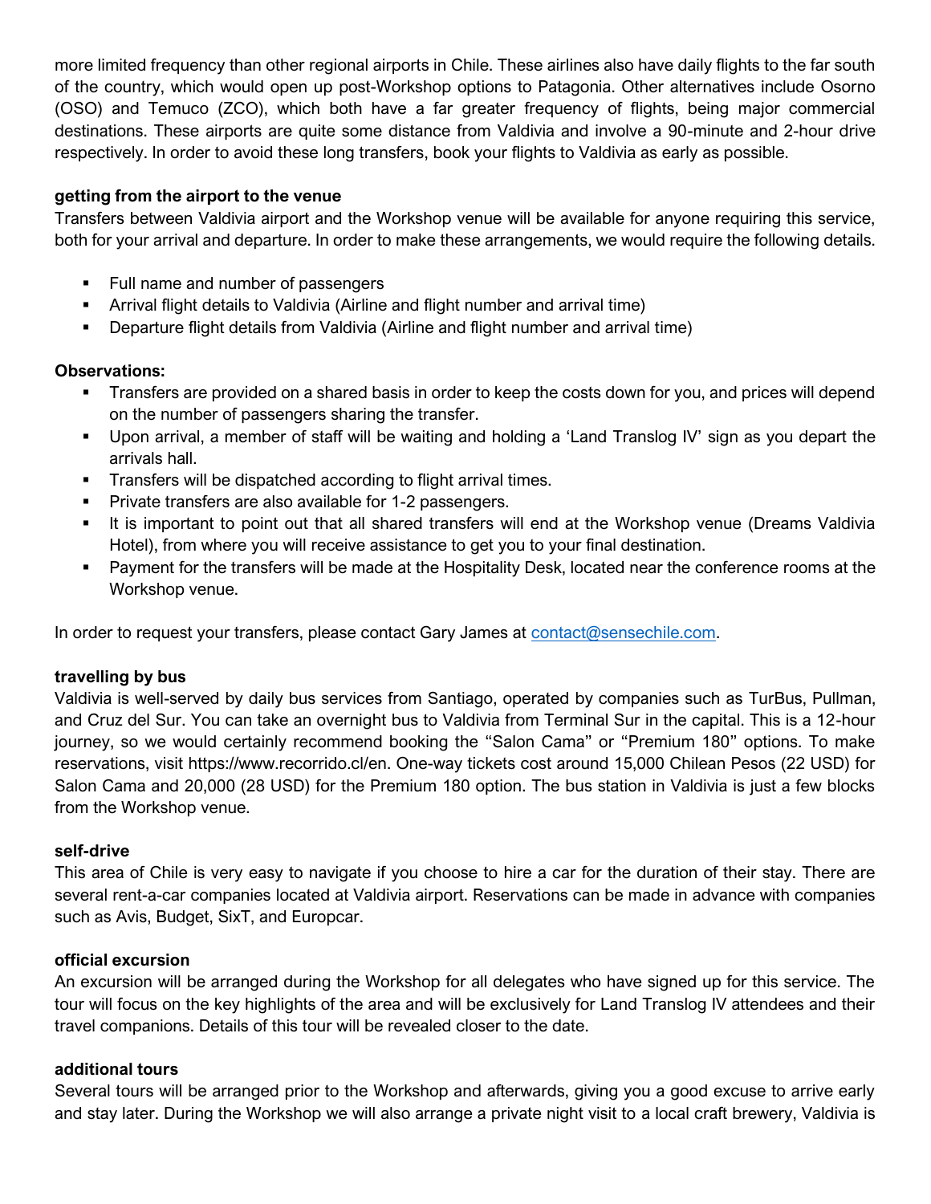more limited frequency than other regional airports in Chile. These airlines also have daily flights to the far south of the country, which would open up post-Workshop options to Patagonia. Other alternatives include Osorno (OSO) and Temuco (ZCO), which both have a far greater frequency of flights, being major commercial destinations. These airports are quite some distance from Valdivia and involve a 90-minute and 2-hour drive respectively. In order to avoid these long transfers, book your flights to Valdivia as early as possible.

### getting from the airport to the venue

Transfers between Valdivia airport and the Workshop venue will be available for anyone requiring this service, both for your arrival and departure. In order to make these arrangements, we would require the following details.

- Full name and number of passengers
- Arrival flight details to Valdivia (Airline and flight number and arrival time)
- Departure flight details from Valdivia (Airline and flight number and arrival time)

**Observations:**

- Transfers are provided on a shared basis in order to keep the costs down for you, and prices will depend on the number of passengers sharing the transfer.
- Upon arrival, a member of staff will be waiting and holding a 'Land Translog IV' sign as you depart the arrivals hall.
- Transfers will be dispatched according to flight arrival times.
- Private transfers are also available for 1-2 passengers.
- It is important to point out that all shared transfers will end at the Workshop venue (Dreams Valdivia Hotel), from where you will receive assistance to get you to your final destination.
- Payment for the transfers will be made at the Hospitality Desk, located near the conference rooms at the Workshop venue.

In order to request your transfers, please contact Gary James at contact@sensechile.com.

### travelling by bus

Valdivia is well-served by daily bus services from Santiago, operated by companies such as TurBus, Pullman, and Cruz del Sur. You can take an overnight bus to Valdivia from Terminal Sur in the capital. This is a 12-hour journey, so we would certainly recommend booking the "Salon Cama" or "Premium 180" options. To make reservations, visit https://www.recorrido.cl/en. One-way tickets cost around 15,000 Chilean Pesos (22 USD) for Salon Cama and 20,000 (28 USD) for the Premium 180 option. The bus station in Valdivia is just a few blocks from the Workshop venue.

### self-drive

This area of Chile is very easy to navigate if you choose to hire a car for the duration of their stay. There are several rent-a-car companies located at Valdivia airport. Reservations can be made in advance with companies such as Avis, Budget, SixT, and Europcar.

### official excursion

An excursion will be arranged during the Workshop for all delegates who have signed up for this service. The tour will focus on the key highlights of the area and will be exclusively for Land Translog IV attendees and their travel companions. Details of this tour will be revealed closer to the date.

### additional tours

Several tours will be arranged prior to the Workshop and afterwards, giving you a good excuse to arrive early and stay later. During the Workshop we will also arrange a private night visit to a local craft brewery, Valdivia is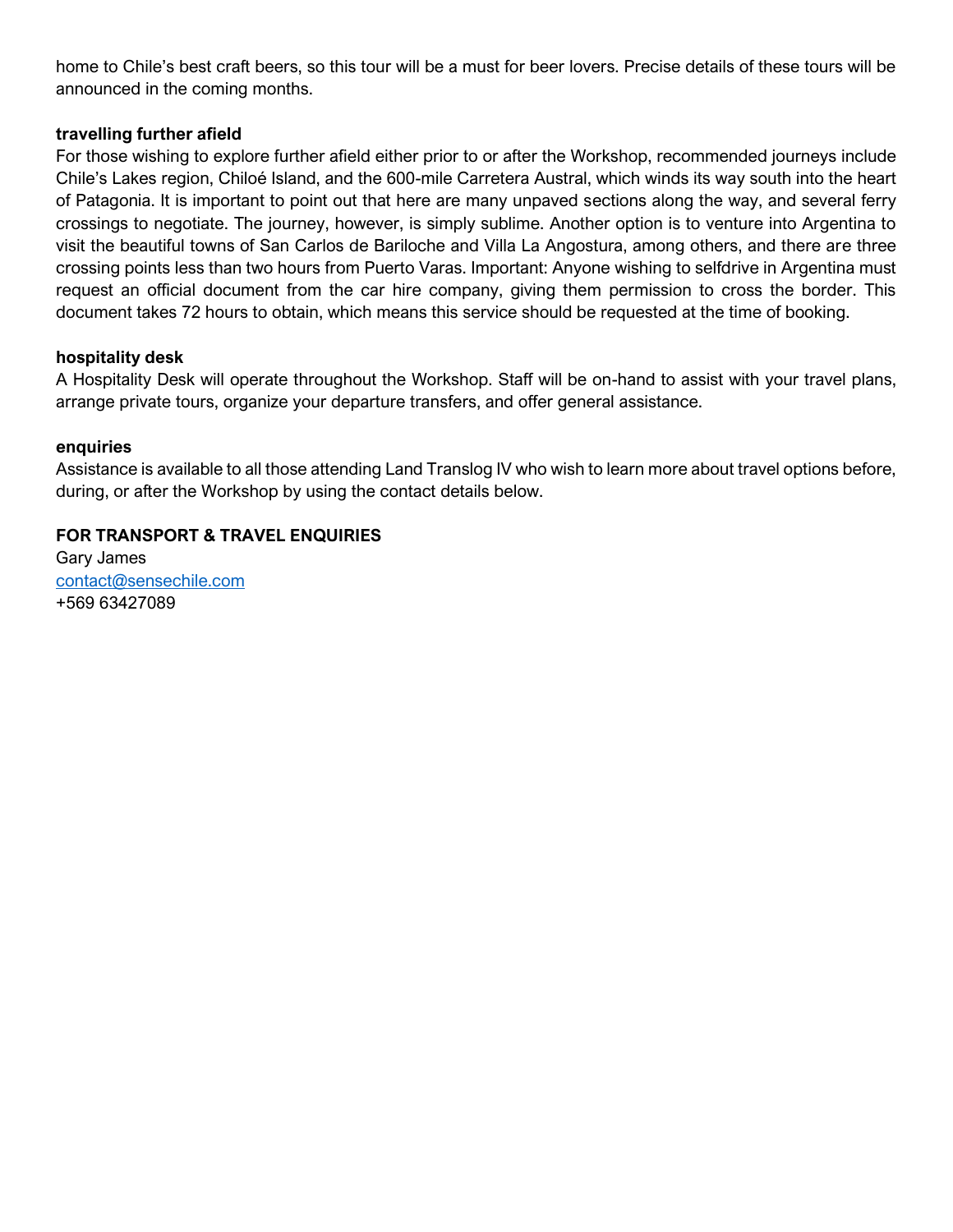home to Chile's best craft beers, so this tour will be a must for beer lovers. Precise details of these tours will be announced in the coming months.

**travelling further afield**

For those wishing to explore further afield either prior to or after the Workshop, recommended journeys include Chile's Lakes region, Chiloé Island, and the 600-mile Carretera Austral, which winds its way south into the heart of Patagonia. It is important to point out that here are many unpaved sections along the way, and several ferry crossings to negotiate. The journey, however, is simply sublime. Another option is to venture into Argentina to visit the beautiful towns of San Carlos de Bariloche and Villa La Angostura, among others, and there are three crossing points less than two hours from Puerto Varas. Important: Anyone wishing to selfdrive in Argentina must request an official document from the car hire company, giving them permission to cross the border. This document takes 72 hours to obtain, which means this service should be requested at the time of booking.

**hospitality desk**

A Hospitality Desk will operate throughout the Workshop. Staff will be on-hand to assist with your travel plans, arrange private tours, organize your departure transfers, and offer general assistance.

**enquiries**

Assistance is available to all those attending Land Translog IV who wish to learn more about travel options before, during, or after the Workshop by using the contact details below.

**FOR TRANSPORT & TRAVEL ENQUIRIES**

Gary James
contact@sensechile.com
+569 63427089